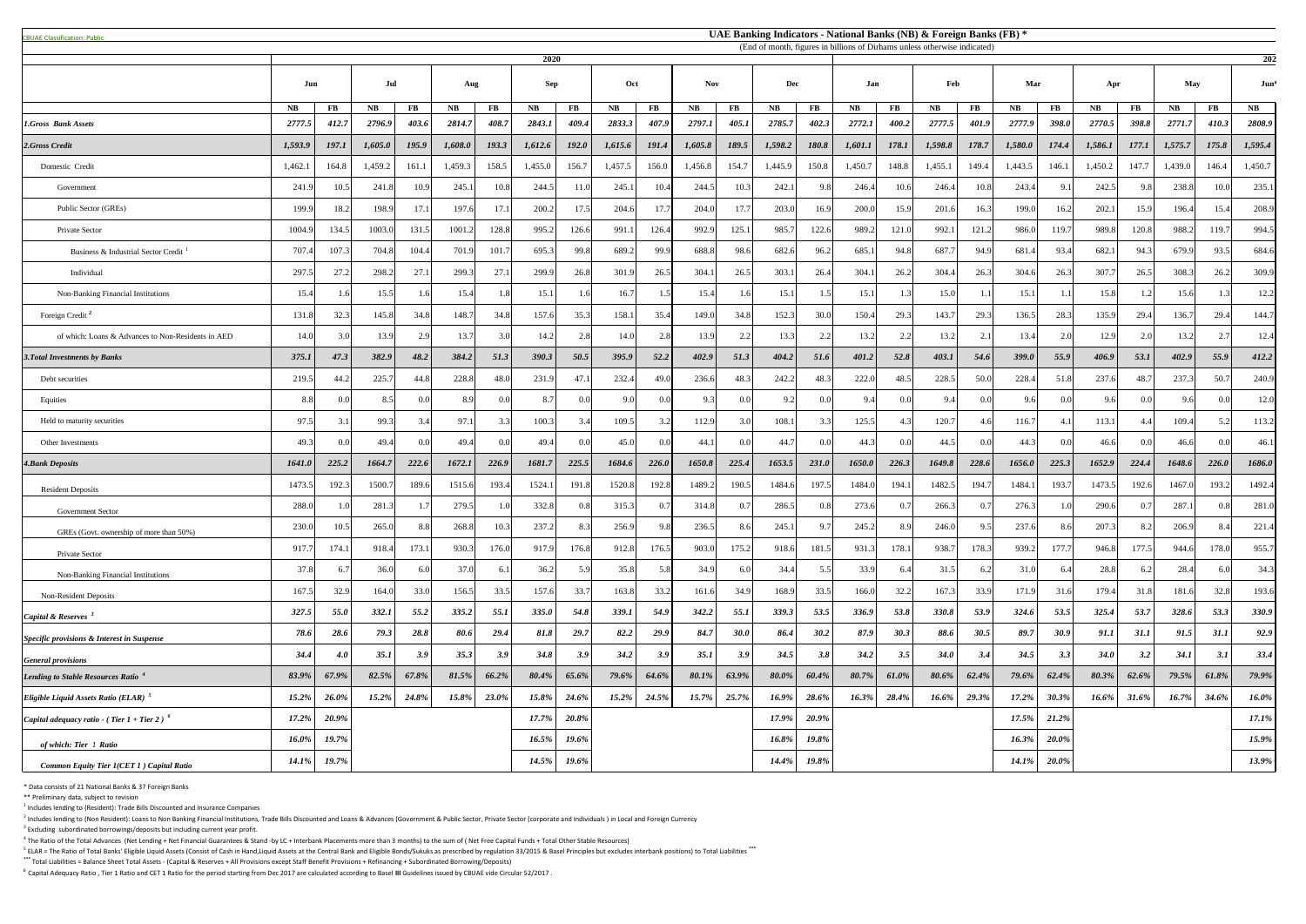CBUAE Classification: Public

# UAE Banking Indicators - National Banks (NB) & Foreign Banks (FB) *

(End of month, figures in billions of Dirhams unless otherwise indicated)

| | 2020 | | | | | | | | | | | | | | 202 | | | | | | | | | | | |
|---|---|---|---|---|---|---|---|---|---|---|---|---|---|---|---|---|---|---|---|---|---|---|---|---|---|---|
| | Jun | | Jul | | Aug | | Sep | | Oct | | Nov | | Dec | | Jan | | Feb | | Mar | | Apr | | May | | Jun* |
| | NB | FB | NB | FB | NB | FB | NB | FB | NB | FB | NB | FB | NB | FB | NB | FB | NB | FB | NB | FB | NB | FB | NB | FB | NB |
| ***1.Gross Bank Assets*** | ***2777.5*** | ***412.7*** | ***2796.9*** | ***403.6*** | ***2814.7*** | ***408.7*** | ***2843.1*** | ***409.4*** | ***2833.3*** | ***407.9*** | ***2797.1*** | ***405.1*** | ***2785.7*** | ***402.3*** | ***2772.1*** | ***400.2*** | ***2777.5*** | ***401.9*** | ***2777.9*** | ***398.0*** | ***2770.5*** | ***398.8*** | ***2771.7*** | ***410.3*** | ***2808.9*** |
| ***2.Gross Credit*** | ***1,593.9*** | ***197.1*** | ***1,605.0*** | ***195.9*** | ***1,608.0*** | ***193.3*** | ***1,612.6*** | ***192.0*** | ***1,615.6*** | ***191.4*** | ***1,605.8*** | ***189.5*** | ***1,598.2*** | ***180.8*** | ***1,601.1*** | ***178.1*** | ***1,598.8*** | ***178.7*** | ***1,580.0*** | ***174.4*** | ***1,586.1*** | ***177.1*** | ***1,575.7*** | ***175.8*** | ***1,595.4*** |
| Domestic Credit | 1,462.1 | 164.8 | 1,459.2 | 161.1 | 1,459.3 | 158.5 | 1,455.0 | 156.7 | 1,457.5 | 156.0 | 1,456.8 | 154.7 | 1,445.9 | 150.8 | 1,450.7 | 148.8 | 1,455.1 | 149.4 | 1,443.5 | 146.1 | 1,450.2 | 147.7 | 1,439.0 | 146.4 | 1,450.7 |
| Government | 241.9 | 10.5 | 241.8 | 10.9 | 245.1 | 10.8 | 244.5 | 11.0 | 245.1 | 10.4 | 244.5 | 10.3 | 242.1 | 9.8 | 246.4 | 10.6 | 246.4 | 10.8 | 243.4 | 9.1 | 242.5 | 9.8 | 238.8 | 10.0 | 235.1 |
| Public Sector (GREs) | 199.9 | 18.2 | 198.9 | 17.1 | 197.6 | 17.1 | 200.2 | 17.5 | 204.6 | 17.7 | 204.0 | 17.7 | 203.0 | 16.9 | 200.0 | 15.9 | 201.6 | 16.3 | 199.0 | 16.2 | 202.1 | 15.9 | 196.4 | 15.4 | 208.9 |
| Private Sector | 1004.9 | 134.5 | 1003.0 | 131.5 | 1001.2 | 128.8 | 995.2 | 126.6 | 991.1 | 126.4 | 992.9 | 125.1 | 985.7 | 122.6 | 989.2 | 121.0 | 992.1 | 121.2 | 986.0 | 119.7 | 989.8 | 120.8 | 988.2 | 119.7 | 994.5 |
| Business & Industrial Sector Credit [1] | 707.4 | 107.3 | 704.8 | 104.4 | 701.9 | 101.7 | 695.3 | 99.8 | 689.2 | 99.9 | 688.8 | 98.6 | 682.6 | 96.2 | 685.1 | 94.8 | 687.7 | 94.9 | 681.4 | 93.4 | 682.1 | 94.3 | 679.9 | 93.5 | 684.6 |
| Individual | 297.5 | 27.2 | 298.2 | 27.1 | 299.3 | 27.1 | 299.9 | 26.8 | 301.9 | 26.5 | 304.1 | 26.5 | 303.1 | 26.4 | 304.1 | 26.2 | 304.4 | 26.3 | 304.6 | 26.3 | 307.7 | 26.5 | 308.3 | 26.2 | 309.9 |
| Non-Banking Financial Institutions | 15.4 | 1.6 | 15.5 | 1.6 | 15.4 | 1.8 | 15.1 | 1.6 | 16.7 | 1.5 | 15.4 | 1.6 | 15.1 | 1.5 | 15.1 | 1.3 | 15.0 | 1.1 | 15.1 | 1.1 | 15.8 | 1.2 | 15.6 | 1.3 | 12.2 |
| Foreign Credit [2] | 131.8 | 32.3 | 145.8 | 34.8 | 148.7 | 34.8 | 157.6 | 35.3 | 158.1 | 35.4 | 149.0 | 34.8 | 152.3 | 30.0 | 150.4 | 29.3 | 143.7 | 29.3 | 136.5 | 28.3 | 135.9 | 29.4 | 136.7 | 29.4 | 144.7 |
| of which: Loans & Advances to Non-Residents in AED | 14.0 | 3.0 | 13.9 | 2.9 | 13.7 | 3.0 | 14.2 | 2.8 | 14.0 | 2.8 | 13.9 | 2.2 | 13.3 | 2.2 | 13.2 | 2.2 | 13.2 | 2.1 | 13.4 | 2.0 | 12.9 | 2.0 | 13.2 | 2.7 | 12.4 |
| ***3.Total Investments by Banks*** | ***375.1*** | ***47.3*** | ***382.9*** | ***48.2*** | ***384.2*** | ***51.3*** | ***390.3*** | ***50.5*** | ***395.9*** | ***52.2*** | ***402.9*** | ***51.3*** | ***404.2*** | ***51.6*** | ***401.2*** | ***52.8*** | ***403.1*** | ***54.6*** | ***399.0*** | ***55.9*** | ***406.9*** | ***53.1*** | ***402.9*** | ***55.9*** | ***412.2*** |
| Debt securities | 219.5 | 44.2 | 225.7 | 44.8 | 228.8 | 48.0 | 231.9 | 47.1 | 232.4 | 49.0 | 236.6 | 48.3 | 242.2 | 48.3 | 222.0 | 48.5 | 228.5 | 50.0 | 228.4 | 51.8 | 237.6 | 48.7 | 237.3 | 50.7 | 240.9 |
| Equities | 8.8 | 0.0 | 8.5 | 0.0 | 8.9 | 0.0 | 8.7 | 0.0 | 9.0 | 0.0 | 9.3 | 0.0 | 9.2 | 0.0 | 9.4 | 0.0 | 9.4 | 0.0 | 9.6 | 0.0 | 9.6 | 0.0 | 9.6 | 0.0 | 12.0 |
| Held to maturity securities | 97.5 | 3.1 | 99.3 | 3.4 | 97.1 | 3.3 | 100.3 | 3.4 | 109.5 | 3.2 | 112.9 | 3.0 | 108.1 | 3.3 | 125.5 | 4.3 | 120.7 | 4.6 | 116.7 | 4.1 | 113.1 | 4.4 | 109.4 | 5.2 | 113.2 |
| Other Investments | 49.3 | 0.0 | 49.4 | 0.0 | 49.4 | 0.0 | 49.4 | 0.0 | 45.0 | 0.0 | 44.1 | 0.0 | 44.7 | 0.0 | 44.3 | 0.0 | 44.5 | 0.0 | 44.3 | 0.0 | 46.6 | 0.0 | 46.6 | 0.0 | 46.1 |
| ***4.Bank Deposits*** | ***1641.0*** | ***225.2*** | ***1664.7*** | ***222.6*** | ***1672.1*** | ***226.9*** | ***1681.7*** | ***225.5*** | ***1684.6*** | ***226.0*** | ***1650.8*** | ***225.4*** | ***1653.5*** | ***231.0*** | ***1650.0*** | ***226.3*** | ***1649.8*** | ***228.6*** | ***1656.0*** | ***225.3*** | ***1652.9*** | ***224.4*** | ***1648.6*** | ***226.0*** | ***1686.0*** |
| Resident Deposits | 1473.5 | 192.3 | 1500.7 | 189.6 | 1515.6 | 193.4 | 1524.1 | 191.8 | 1520.8 | 192.8 | 1489.2 | 190.5 | 1484.6 | 197.5 | 1484.0 | 194.1 | 1482.5 | 194.7 | 1484.1 | 193.7 | 1473.5 | 192.6 | 1467.0 | 193.2 | 1492.4 |
| Government Sector | 288.0 | 1.0 | 281.3 | 1.7 | 279.5 | 1.0 | 332.8 | 0.8 | 315.3 | 0.7 | 314.8 | 0.7 | 286.5 | 0.8 | 273.6 | 0.7 | 266.3 | 0.7 | 276.3 | 1.0 | 290.6 | 0.7 | 287.1 | 0.8 | 281.0 |
| GREs (Govt. ownership of more than 50%) | 230.0 | 10.5 | 265.0 | 8.8 | 268.8 | 10.3 | 237.2 | 8.3 | 256.9 | 9.8 | 236.5 | 8.6 | 245.1 | 9.7 | 245.2 | 8.9 | 246.0 | 9.5 | 237.6 | 8.6 | 207.3 | 8.2 | 206.9 | 8.4 | 221.4 |
| Private Sector | 917.7 | 174.1 | 918.4 | 173.1 | 930.3 | 176.0 | 917.9 | 176.8 | 912.8 | 176.5 | 903.0 | 175.2 | 918.6 | 181.5 | 931.3 | 178.1 | 938.7 | 178.3 | 939.2 | 177.7 | 946.8 | 177.5 | 944.6 | 178.0 | 955.7 |
| Non-Banking Financial Institutions | 37.8 | 6.7 | 36.0 | 6.0 | 37.0 | 6.1 | 36.2 | 5.9 | 35.8 | 5.8 | 34.9 | 6.0 | 34.4 | 5.5 | 33.9 | 6.4 | 31.5 | 6.2 | 31.0 | 6.4 | 28.8 | 6.2 | 28.4 | 6.0 | 34.3 |
| Non-Resident Deposits | 167.5 | 32.9 | 164.0 | 33.0 | 156.5 | 33.5 | 157.6 | 33.7 | 163.8 | 33.2 | 161.6 | 34.9 | 168.9 | 33.5 | 166.0 | 32.2 | 167.3 | 33.9 | 171.9 | 31.6 | 179.4 | 31.8 | 181.6 | 32.8 | 193.6 |
| ***Capital & Reserves [3]*** | ***327.5*** | ***55.0*** | ***332.1*** | ***55.2*** | ***335.2*** | ***55.1*** | ***335.0*** | ***54.8*** | ***339.1*** | ***54.9*** | ***342.2*** | ***55.1*** | ***339.3*** | ***53.5*** | ***336.9*** | ***53.8*** | ***330.8*** | ***53.9*** | ***324.6*** | ***53.5*** | ***325.4*** | ***53.7*** | ***328.6*** | ***53.3*** | ***330.9*** |
| ***Specific provisions & Interest in Suspense*** | ***78.6*** | ***28.6*** | ***79.3*** | ***28.8*** | ***80.6*** | ***29.4*** | ***81.8*** | ***29.7*** | ***82.2*** | ***29.9*** | ***84.7*** | ***30.0*** | ***86.4*** | ***30.2*** | ***87.9*** | ***30.3*** | ***88.6*** | ***30.5*** | ***89.7*** | ***30.9*** | ***91.1*** | ***31.1*** | ***91.5*** | ***31.1*** | ***92.9*** |
| ***General provisions*** | ***34.4*** | ***4.0*** | ***35.1*** | ***3.9*** | ***35.3*** | ***3.9*** | ***34.8*** | ***3.9*** | ***34.2*** | ***3.9*** | ***35.1*** | ***3.9*** | ***34.5*** | ***3.8*** | ***34.2*** | ***3.5*** | ***34.0*** | ***3.4*** | ***34.5*** | ***3.3*** | ***34.0*** | ***3.2*** | ***34.1*** | ***3.1*** | ***33.4*** |
| ***Lending to Stable Resources Ratio [4]*** | ***83.9%*** | ***67.9%*** | ***82.5%*** | ***67.8%*** | ***81.5%*** | ***66.2%*** | ***80.4%*** | ***65.6%*** | ***79.6%*** | ***64.6%*** | ***80.1%*** | ***63.9%*** | ***80.0%*** | ***60.4%*** | ***80.7%*** | ***61.0%*** | ***80.6%*** | ***62.4%*** | ***79.6%*** | ***62.4%*** | ***80.3%*** | ***62.6%*** | ***79.5%*** | ***61.8%*** | ***79.9%*** |
| ***Eligible Liquid Assets Ratio (ELAR) [5]*** | ***15.2%*** | ***26.0%*** | ***15.2%*** | ***24.8%*** | ***15.8%*** | ***23.0%*** | ***15.8%*** | ***24.6%*** | ***15.2%*** | ***24.5%*** | ***15.7%*** | ***25.7%*** | ***16.9%*** | ***28.6%*** | ***16.3%*** | ***28.4%*** | ***16.6%*** | ***29.3%*** | ***17.2%*** | ***30.3%*** | ***16.6%*** | ***31.6%*** | ***16.7%*** | ***34.6%*** | ***16.0%*** |
| ***Capital adequacy ratio - ( Tier 1 + Tier 2 ) [6]*** | ***17.2%*** | ***20.9%*** | | | | | ***17.7%*** | ***20.8%*** | | | | | ***17.9%*** | ***20.9%*** | | | | | ***17.5%*** | ***21.2%*** | | | | | ***17.1%*** |
| ***of which: Tier 1 Ratio*** | ***16.0%*** | ***19.7%*** | | | | | ***16.5%*** | ***19.6%*** | | | | | ***16.8%*** | ***19.8%*** | | | | | ***16.3%*** | ***20.0%*** | | | | | ***15.9%*** |
| ***Common Equity Tier 1(CET 1 ) Capital Ratio*** | ***14.1%*** | ***19.7%*** | | | | | ***14.5%*** | ***19.6%*** | | | | | ***14.4%*** | ***19.8%*** | | | | | ***14.1%*** | ***20.0%*** | | | | | ***13.9%*** |

\* Data consists of 21 National Banks & 37 Foreign Banks

\*\* Preliminary data, subject to revision

[1] Includes lending to (Resident): Trade Bills Discounted and Insurance Companies

[2] Includes lending to (Non Resident): Loans to Non Banking Financial Institutions, Trade Bills Discounted and Loans & Advances (Government & Public Sector, Private Sector (corporate and Individuals ) in Local and Foreign Currency

[3] Excluding subordinated borrowings/deposits but including current year profit.

[4] The Ratio of the Total Advances (Net Lending + Net Financial Guarantees & Stand -by LC + Interbank Placements more than 3 months) to the sum of ( Net Free Capital Funds + Total Other Stable Resources)

[5] ELAR = The Ratio of Total Banks' Eligible Liquid Assets (Consist of Cash in Hand,Liquid Assets at the Central Bank and Eligible Bonds/Sukuks as prescribed by regulation 33/2015 & Basel Principles but excludes interbank positions) to Total Liabilities \*\*\*

\*\*\* Total Liabilities = Balance Sheet Total Assets - (Capital & Reserves + All Provisions except Staff Benefit Provisions + Refinancing + Subordinated Borrowing/Deposits)

[6] Capital Adequacy Ratio , Tier 1 Ratio and CET 1 Ratio for the period starting from Dec 2017 are calculated according to Basel III Guidelines issued by CBUAE vide Circular 52/2017 .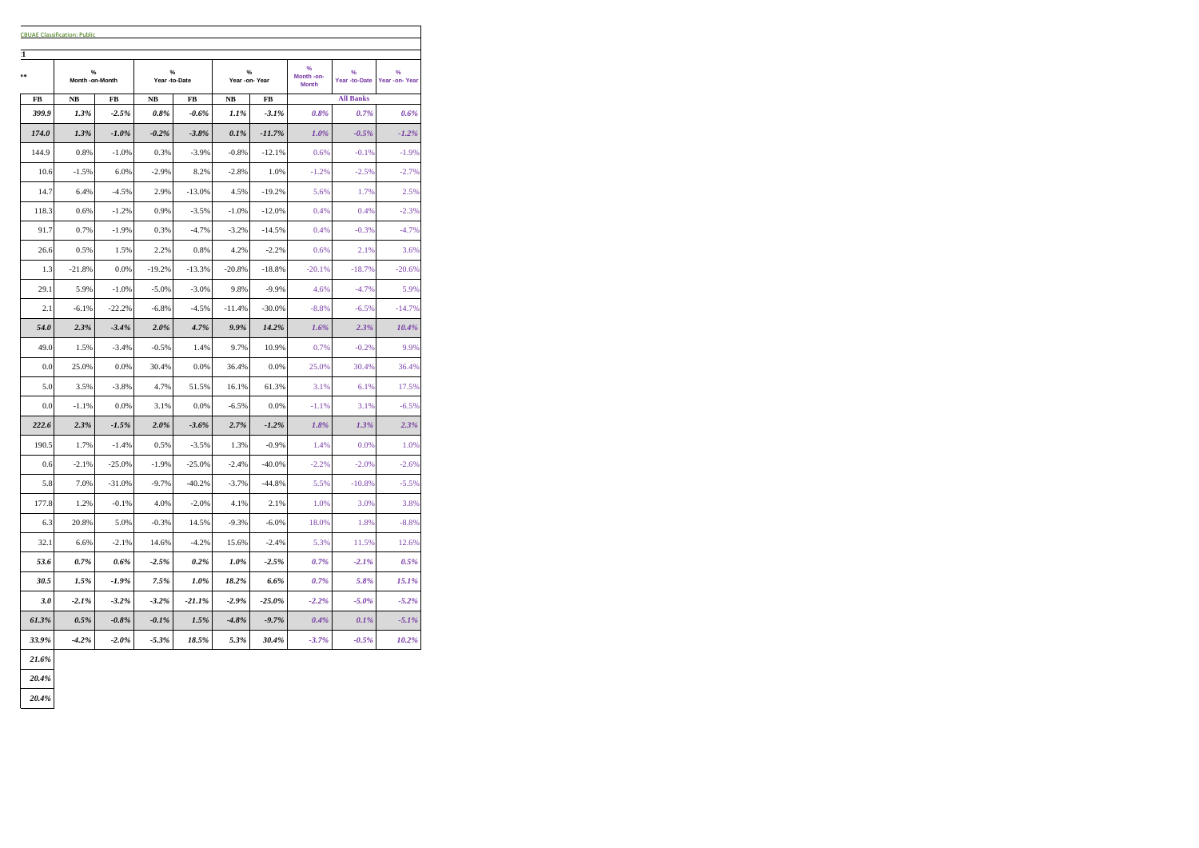CBUAE Classification: Public

| ** | % Month -on-Month | | % Year -to-Date | | % Year -on- Year | | % Month -on-Month | % Year -to-Date | % Year -on- Year |
|---|---|---|---|---|---|---|---|---|---|
| FB | NB | FB | NB | FB | NB | FB | All Banks | | |
| *399.9* | *1.3%* | *-2.5%* | *0.8%* | *-0.6%* | *1.1%* | *-3.1%* | *0.8%* | *0.7%* | *0.6%* |
| *174.0* | *1.3%* | *-1.0%* | *-0.2%* | *-3.8%* | *0.1%* | *-11.7%* | *1.0%* | *-0.5%* | *-1.2%* |
| 144.9 | 0.8% | -1.0% | 0.3% | -3.9% | -0.8% | -12.1% | 0.6% | -0.1% | -1.9% |
| 10.6 | -1.5% | 6.0% | -2.9% | 8.2% | -2.8% | 1.0% | -1.2% | -2.5% | -2.7% |
| 14.7 | 6.4% | -4.5% | 2.9% | -13.0% | 4.5% | -19.2% | 5.6% | 1.7% | 2.5% |
| 118.3 | 0.6% | -1.2% | 0.9% | -3.5% | -1.0% | -12.0% | 0.4% | 0.4% | -2.3% |
| 91.7 | 0.7% | -1.9% | 0.3% | -4.7% | -3.2% | -14.5% | 0.4% | -0.3% | -4.7% |
| 26.6 | 0.5% | 1.5% | 2.2% | 0.8% | 4.2% | -2.2% | 0.6% | 2.1% | 3.6% |
| 1.3 | -21.8% | 0.0% | -19.2% | -13.3% | -20.8% | -18.8% | -20.1% | -18.7% | -20.6% |
| 29.1 | 5.9% | -1.0% | -5.0% | -3.0% | 9.8% | -9.9% | 4.6% | -4.7% | 5.9% |
| 2.1 | -6.1% | -22.2% | -6.8% | -4.5% | -11.4% | -30.0% | -8.8% | -6.5% | -14.7% |
| *54.0* | *2.3%* | *-3.4%* | *2.0%* | *4.7%* | *9.9%* | *14.2%* | *1.6%* | *2.3%* | *10.4%* |
| 49.0 | 1.5% | -3.4% | -0.5% | 1.4% | 9.7% | 10.9% | 0.7% | -0.2% | 9.9% |
| 0.0 | 25.0% | 0.0% | 30.4% | 0.0% | 36.4% | 0.0% | 25.0% | 30.4% | 36.4% |
| 5.0 | 3.5% | -3.8% | 4.7% | 51.5% | 16.1% | 61.3% | 3.1% | 6.1% | 17.5% |
| 0.0 | -1.1% | 0.0% | 3.1% | 0.0% | -6.5% | 0.0% | -1.1% | 3.1% | -6.5% |
| *222.6* | *2.3%* | *-1.5%* | *2.0%* | *-3.6%* | *2.7%* | *-1.2%* | *1.8%* | *1.3%* | *2.3%* |
| 190.5 | 1.7% | -1.4% | 0.5% | -3.5% | 1.3% | -0.9% | 1.4% | 0.0% | 1.0% |
| 0.6 | -2.1% | -25.0% | -1.9% | -25.0% | -2.4% | -40.0% | -2.2% | -2.0% | -2.6% |
| 5.8 | 7.0% | -31.0% | -9.7% | -40.2% | -3.7% | -44.8% | 5.5% | -10.8% | -5.5% |
| 177.8 | 1.2% | -0.1% | 4.0% | -2.0% | 4.1% | 2.1% | 1.0% | 3.0% | 3.8% |
| 6.3 | 20.8% | 5.0% | -0.3% | 14.5% | -9.3% | -6.0% | 18.0% | 1.8% | -8.8% |
| 32.1 | 6.6% | -2.1% | 14.6% | -4.2% | 15.6% | -2.4% | 5.3% | 11.5% | 12.6% |
| *53.6* | *0.7%* | *0.6%* | *-2.5%* | *0.2%* | *1.0%* | *-2.5%* | *0.7%* | *-2.1%* | *0.5%* |
| *30.5* | *1.5%* | *-1.9%* | *7.5%* | *1.0%* | *18.2%* | *6.6%* | *0.7%* | *5.8%* | *15.1%* |
| *3.0* | *-2.1%* | *-3.2%* | *-3.2%* | *-21.1%* | *-2.9%* | *-25.0%* | *-2.2%* | *-5.0%* | *-5.2%* |
| *61.3%* | *0.5%* | *-0.8%* | *-0.1%* | *1.5%* | *-4.8%* | *-9.7%* | *0.4%* | *0.1%* | *-5.1%* |
| *33.9%* | *-4.2%* | *-2.0%* | *-5.3%* | *18.5%* | *5.3%* | *30.4%* | *-3.7%* | *-0.5%* | *10.2%* |
| *21.6%* | | | | | | | | | |
| *20.4%* | | | | | | | | | |
| *20.4%* | | | | | | | | | |